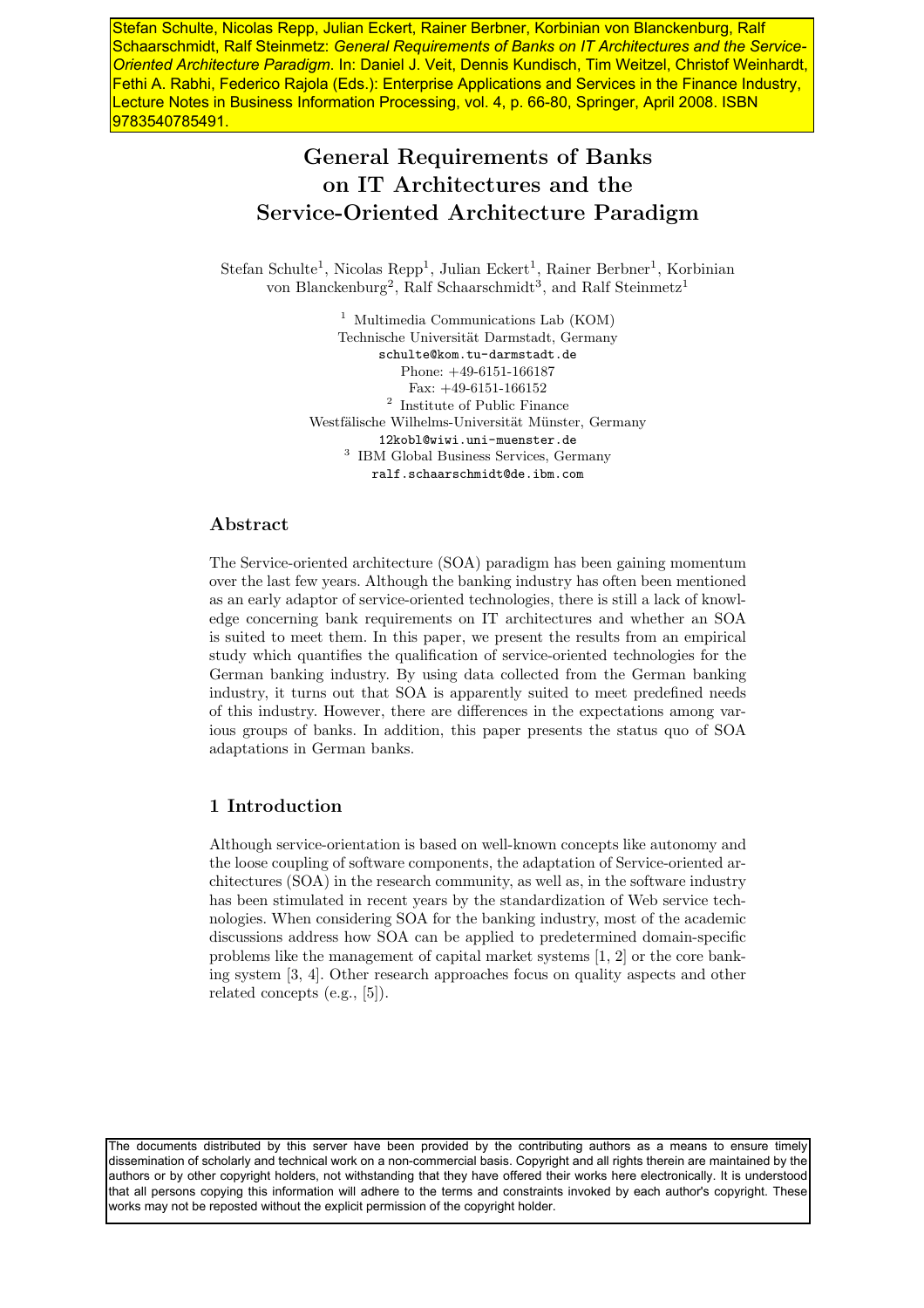Stefan Schulte, Nicolas Repp, Julian Eckert, Rainer Berbner, Korbinian von Blanckenburg, Ralf Schaarschmidt, Ralf Steinmetz: *General Requirements of Banks on IT Architectures and the Service-Oriented Architecture Paradigm*. In: Daniel J. Veit, Dennis Kundisch, Tim Weitzel, Christof Weinhardt, Fethi A. Rabhi, Federico Rajola (Eds.): Enterprise Applications and Services in the Finance Industry, Lecture Notes in Business Information Processing, vol. 4, p. 66-80, Springer, April 2008. ISBN 9783540785491.

# General Requirements of Banks on IT Architectures and the Service-Oriented Architecture Paradigm

Stefan Schulte[1], Nicolas Repp[1], Julian Eckert[1], Rainer Berbner[1], Korbinian von Blanckenburg[2], Ralf Schaarschmidt[3], and Ralf Steinmetz[1]

[1] Multimedia Communications Lab (KOM)
Technische Universität Darmstadt, Germany
schulte@kom.tu-darmstadt.de
Phone: +49-6151-166187
Fax: +49-6151-166152

[2] Institute of Public Finance
Westfälische Wilhelms-Universität Münster, Germany
12kobl@wiwi.uni-muenster.de

[3] IBM Global Business Services, Germany
ralf.schaarschmidt@de.ibm.com

## Abstract

The Service-oriented architecture (SOA) paradigm has been gaining momentum over the last few years. Although the banking industry has often been mentioned as an early adaptor of service-oriented technologies, there is still a lack of knowledge concerning bank requirements on IT architectures and whether an SOA is suited to meet them. In this paper, we present the results from an empirical study which quantifies the qualification of service-oriented technologies for the German banking industry. By using data collected from the German banking industry, it turns out that SOA is apparently suited to meet predefined needs of this industry. However, there are differences in the expectations among various groups of banks. In addition, this paper presents the status quo of SOA adaptations in German banks.

## 1 Introduction

Although service-orientation is based on well-known concepts like autonomy and the loose coupling of software components, the adaptation of Service-oriented architectures (SOA) in the research community, as well as, in the software industry has been stimulated in recent years by the standardization of Web service technologies. When considering SOA for the banking industry, most of the academic discussions address how SOA can be applied to predetermined domain-specific problems like the management of capital market systems [1, 2] or the core banking system [3, 4]. Other research approaches focus on quality aspects and other related concepts (e.g., [5]).

The documents distributed by this server have been provided by the contributing authors as a means to ensure timely dissemination of scholarly and technical work on a non-commercial basis. Copyright and all rights therein are maintained by the authors or by other copyright holders, not withstanding that they have offered their works here electronically. It is understood that all persons copying this information will adhere to the terms and constraints invoked by each author's copyright. These works may not be reposted without the explicit permission of the copyright holder.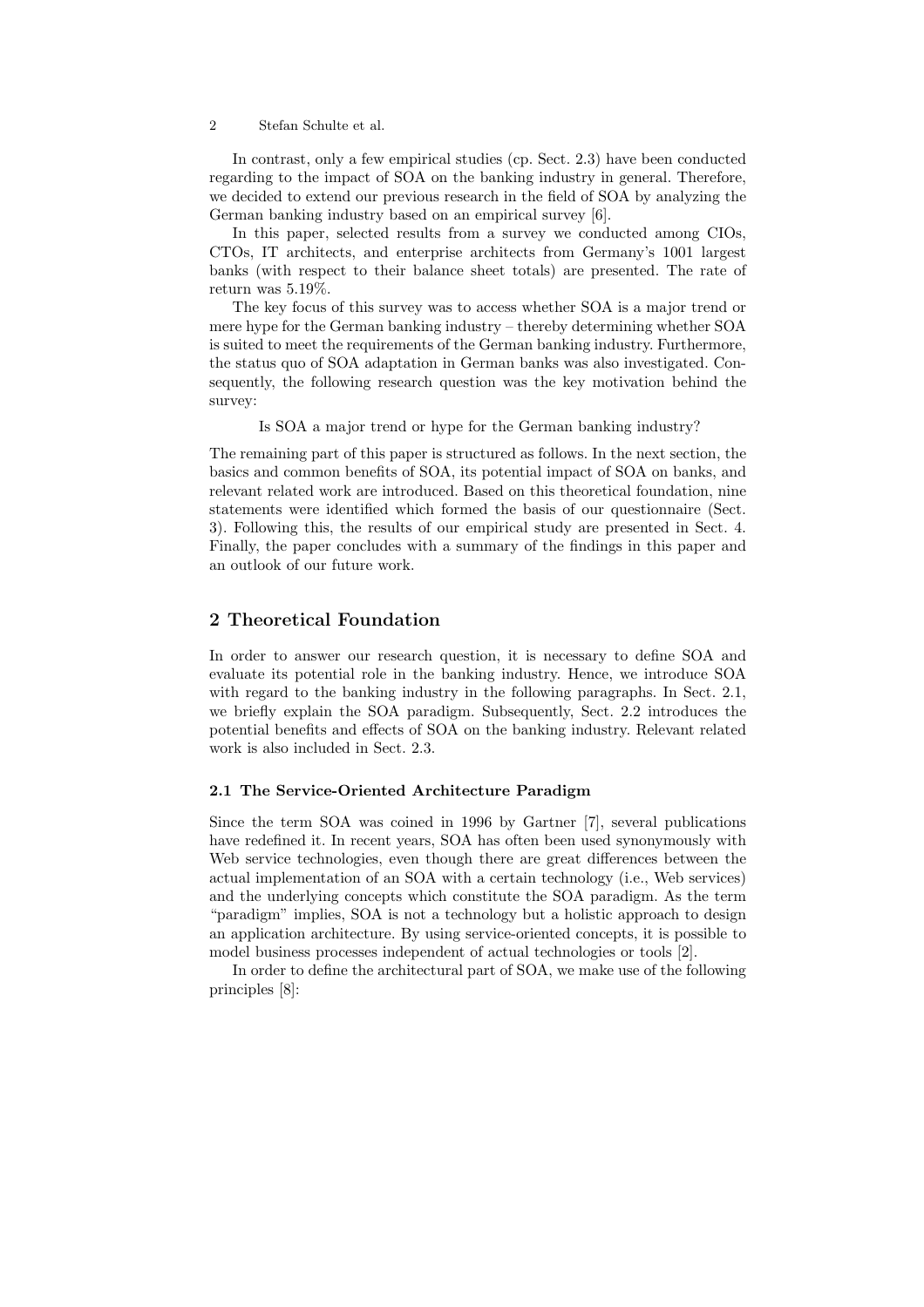In contrast, only a few empirical studies (cp. Sect. 2.3) have been conducted regarding to the impact of SOA on the banking industry in general. Therefore, we decided to extend our previous research in the field of SOA by analyzing the German banking industry based on an empirical survey [6].

In this paper, selected results from a survey we conducted among CIOs, CTOs, IT architects, and enterprise architects from Germany's 1001 largest banks (with respect to their balance sheet totals) are presented. The rate of return was 5.19%.

The key focus of this survey was to access whether SOA is a major trend or mere hype for the German banking industry – thereby determining whether SOA is suited to meet the requirements of the German banking industry. Furthermore, the status quo of SOA adaptation in German banks was also investigated. Consequently, the following research question was the key motivation behind the survey:

> Is SOA a major trend or hype for the German banking industry?

The remaining part of this paper is structured as follows. In the next section, the basics and common benefits of SOA, its potential impact of SOA on banks, and relevant related work are introduced. Based on this theoretical foundation, nine statements were identified which formed the basis of our questionnaire (Sect. 3). Following this, the results of our empirical study are presented in Sect. 4. Finally, the paper concludes with a summary of the findings in this paper and an outlook of our future work.

## 2 Theoretical Foundation

In order to answer our research question, it is necessary to define SOA and evaluate its potential role in the banking industry. Hence, we introduce SOA with regard to the banking industry in the following paragraphs. In Sect. 2.1, we briefly explain the SOA paradigm. Subsequently, Sect. 2.2 introduces the potential benefits and effects of SOA on the banking industry. Relevant related work is also included in Sect. 2.3.

### 2.1 The Service-Oriented Architecture Paradigm

Since the term SOA was coined in 1996 by Gartner [7], several publications have redefined it. In recent years, SOA has often been used synonymously with Web service technologies, even though there are great differences between the actual implementation of an SOA with a certain technology (i.e., Web services) and the underlying concepts which constitute the SOA paradigm. As the term "paradigm" implies, SOA is not a technology but a holistic approach to design an application architecture. By using service-oriented concepts, it is possible to model business processes independent of actual technologies or tools [2].

In order to define the architectural part of SOA, we make use of the following principles [8]: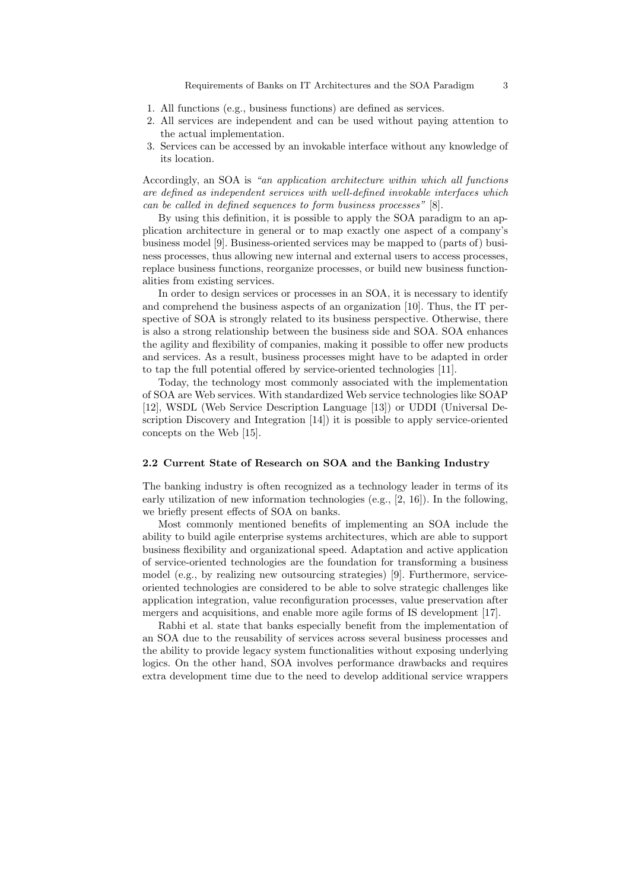1. All functions (e.g., business functions) are defined as services.
2. All services are independent and can be used without paying attention to the actual implementation.
3. Services can be accessed by an invokable interface without any knowledge of its location.

Accordingly, an SOA is *"an application architecture within which all functions are defined as independent services with well-defined invokable interfaces which can be called in defined sequences to form business processes"* [8].

By using this definition, it is possible to apply the SOA paradigm to an application architecture in general or to map exactly one aspect of a company's business model [9]. Business-oriented services may be mapped to (parts of) business processes, thus allowing new internal and external users to access processes, replace business functions, reorganize processes, or build new business functionalities from existing services.

In order to design services or processes in an SOA, it is necessary to identify and comprehend the business aspects of an organization [10]. Thus, the IT perspective of SOA is strongly related to its business perspective. Otherwise, there is also a strong relationship between the business side and SOA. SOA enhances the agility and flexibility of companies, making it possible to offer new products and services. As a result, business processes might have to be adapted in order to tap the full potential offered by service-oriented technologies [11].

Today, the technology most commonly associated with the implementation of SOA are Web services. With standardized Web service technologies like SOAP [12], WSDL (Web Service Description Language [13]) or UDDI (Universal Description Discovery and Integration [14]) it is possible to apply service-oriented concepts on the Web [15].

### 2.2 Current State of Research on SOA and the Banking Industry

The banking industry is often recognized as a technology leader in terms of its early utilization of new information technologies (e.g., [2, 16]). In the following, we briefly present effects of SOA on banks.

Most commonly mentioned benefits of implementing an SOA include the ability to build agile enterprise systems architectures, which are able to support business flexibility and organizational speed. Adaptation and active application of service-oriented technologies are the foundation for transforming a business model (e.g., by realizing new outsourcing strategies) [9]. Furthermore, service-oriented technologies are considered to be able to solve strategic challenges like application integration, value reconfiguration processes, value preservation after mergers and acquisitions, and enable more agile forms of IS development [17].

Rabhi et al. state that banks especially benefit from the implementation of an SOA due to the reusability of services across several business processes and the ability to provide legacy system functionalities without exposing underlying logics. On the other hand, SOA involves performance drawbacks and requires extra development time due to the need to develop additional service wrappers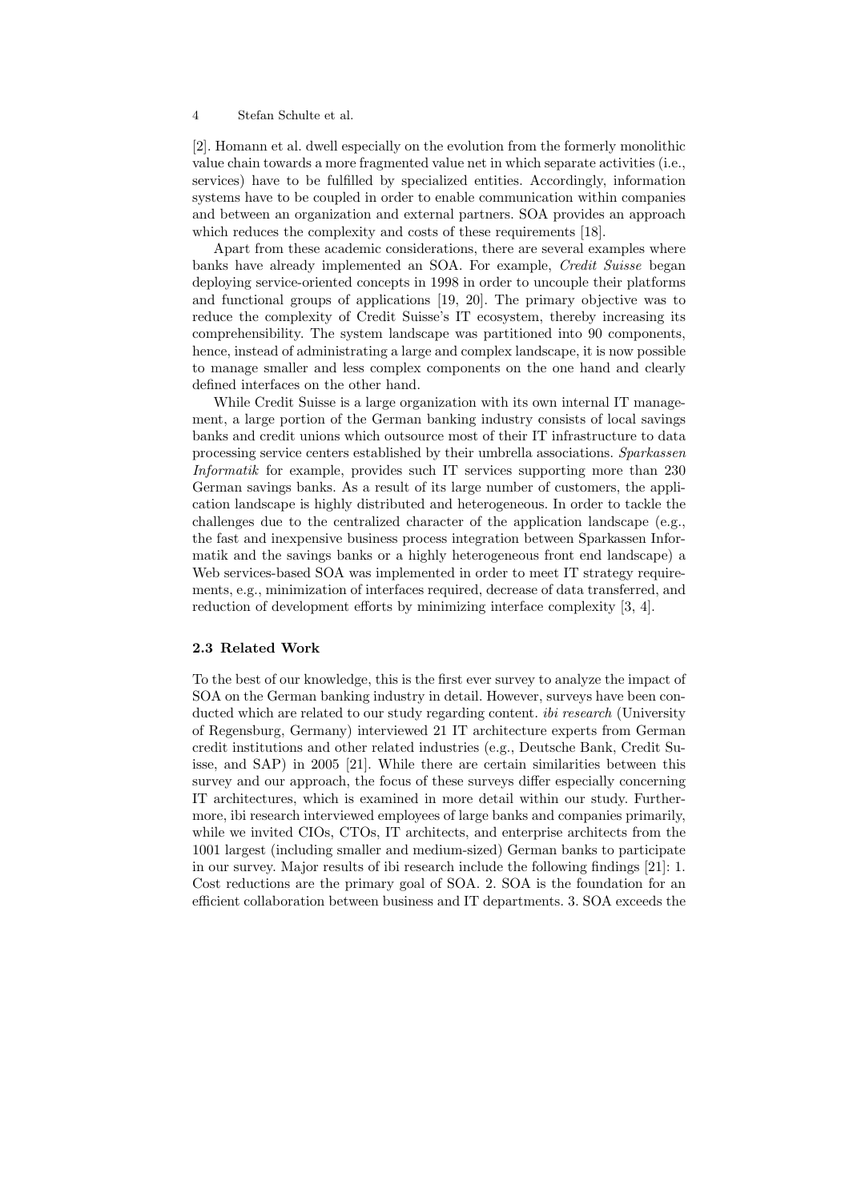[2]. Homann et al. dwell especially on the evolution from the formerly monolithic value chain towards a more fragmented value net in which separate activities (i.e., services) have to be fulfilled by specialized entities. Accordingly, information systems have to be coupled in order to enable communication within companies and between an organization and external partners. SOA provides an approach which reduces the complexity and costs of these requirements [18].

Apart from these academic considerations, there are several examples where banks have already implemented an SOA. For example, *Credit Suisse* began deploying service-oriented concepts in 1998 in order to uncouple their platforms and functional groups of applications [19, 20]. The primary objective was to reduce the complexity of Credit Suisse's IT ecosystem, thereby increasing its comprehensibility. The system landscape was partitioned into 90 components, hence, instead of administrating a large and complex landscape, it is now possible to manage smaller and less complex components on the one hand and clearly defined interfaces on the other hand.

While Credit Suisse is a large organization with its own internal IT management, a large portion of the German banking industry consists of local savings banks and credit unions which outsource most of their IT infrastructure to data processing service centers established by their umbrella associations. *Sparkassen Informatik* for example, provides such IT services supporting more than 230 German savings banks. As a result of its large number of customers, the application landscape is highly distributed and heterogeneous. In order to tackle the challenges due to the centralized character of the application landscape (e.g., the fast and inexpensive business process integration between Sparkassen Informatik and the savings banks or a highly heterogeneous front end landscape) a Web services-based SOA was implemented in order to meet IT strategy requirements, e.g., minimization of interfaces required, decrease of data transferred, and reduction of development efforts by minimizing interface complexity [3, 4].

### 2.3 Related Work

To the best of our knowledge, this is the first ever survey to analyze the impact of SOA on the German banking industry in detail. However, surveys have been conducted which are related to our study regarding content. *ibi research* (University of Regensburg, Germany) interviewed 21 IT architecture experts from German credit institutions and other related industries (e.g., Deutsche Bank, Credit Suisse, and SAP) in 2005 [21]. While there are certain similarities between this survey and our approach, the focus of these surveys differ especially concerning IT architectures, which is examined in more detail within our study. Furthermore, ibi research interviewed employees of large banks and companies primarily, while we invited CIOs, CTOs, IT architects, and enterprise architects from the 1001 largest (including smaller and medium-sized) German banks to participate in our survey. Major results of ibi research include the following findings [21]: 1. Cost reductions are the primary goal of SOA. 2. SOA is the foundation for an efficient collaboration between business and IT departments. 3. SOA exceeds the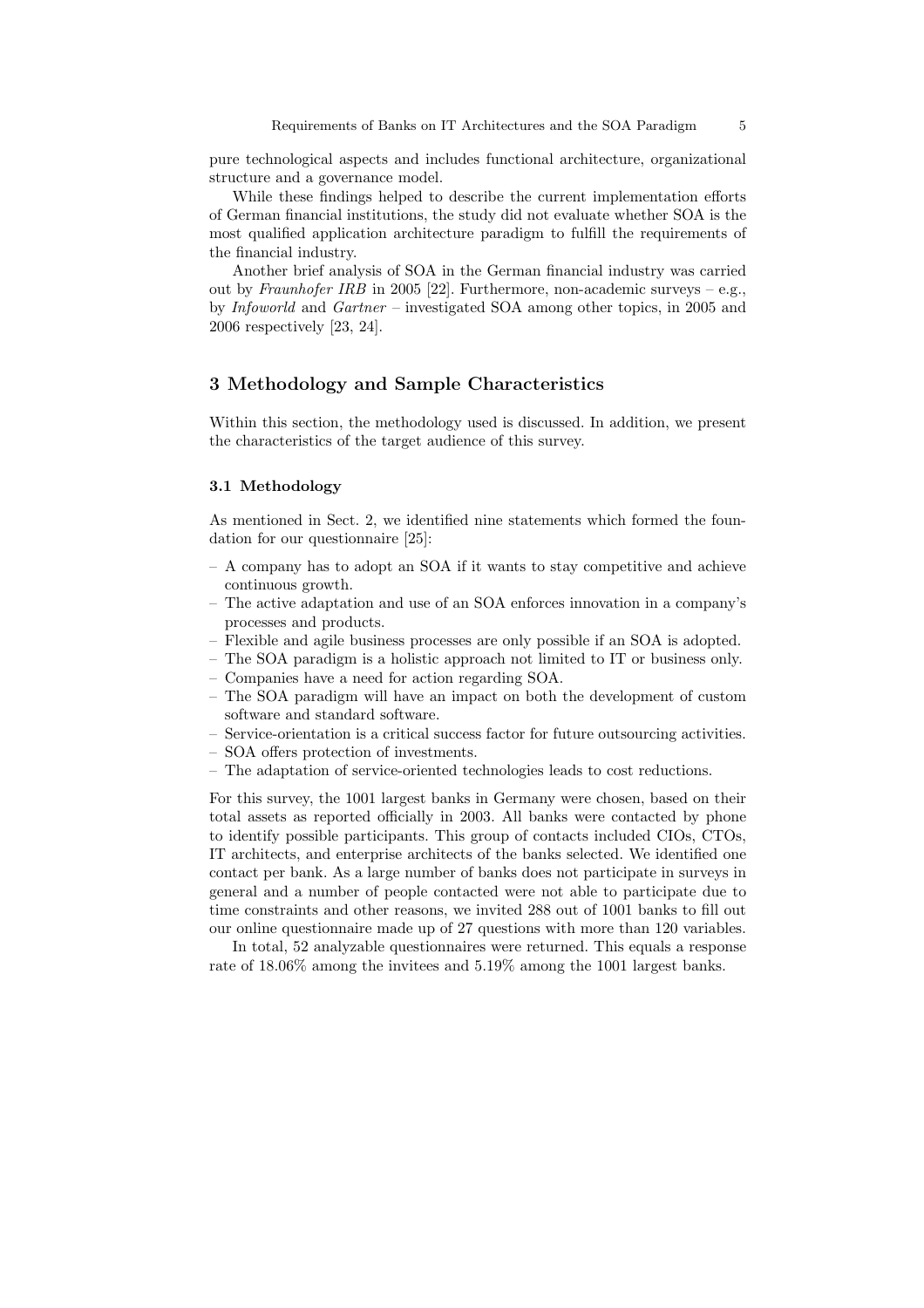pure technological aspects and includes functional architecture, organizational structure and a governance model.

While these findings helped to describe the current implementation efforts of German financial institutions, the study did not evaluate whether SOA is the most qualified application architecture paradigm to fulfill the requirements of the financial industry.

Another brief analysis of SOA in the German financial industry was carried out by *Fraunhofer IRB* in 2005 [22]. Furthermore, non-academic surveys – e.g., by *Infoworld* and *Gartner* – investigated SOA among other topics, in 2005 and 2006 respectively [23, 24].

## 3 Methodology and Sample Characteristics

Within this section, the methodology used is discussed. In addition, we present the characteristics of the target audience of this survey.

### 3.1 Methodology

As mentioned in Sect. 2, we identified nine statements which formed the foundation for our questionnaire [25]:

- A company has to adopt an SOA if it wants to stay competitive and achieve continuous growth.
- The active adaptation and use of an SOA enforces innovation in a company's processes and products.
- Flexible and agile business processes are only possible if an SOA is adopted.
- The SOA paradigm is a holistic approach not limited to IT or business only.
- Companies have a need for action regarding SOA.
- The SOA paradigm will have an impact on both the development of custom software and standard software.
- Service-orientation is a critical success factor for future outsourcing activities.
- SOA offers protection of investments.
- The adaptation of service-oriented technologies leads to cost reductions.

For this survey, the 1001 largest banks in Germany were chosen, based on their total assets as reported officially in 2003. All banks were contacted by phone to identify possible participants. This group of contacts included CIOs, CTOs, IT architects, and enterprise architects of the banks selected. We identified one contact per bank. As a large number of banks does not participate in surveys in general and a number of people contacted were not able to participate due to time constraints and other reasons, we invited 288 out of 1001 banks to fill out our online questionnaire made up of 27 questions with more than 120 variables.

In total, 52 analyzable questionnaires were returned. This equals a response rate of 18.06% among the invitees and 5.19% among the 1001 largest banks.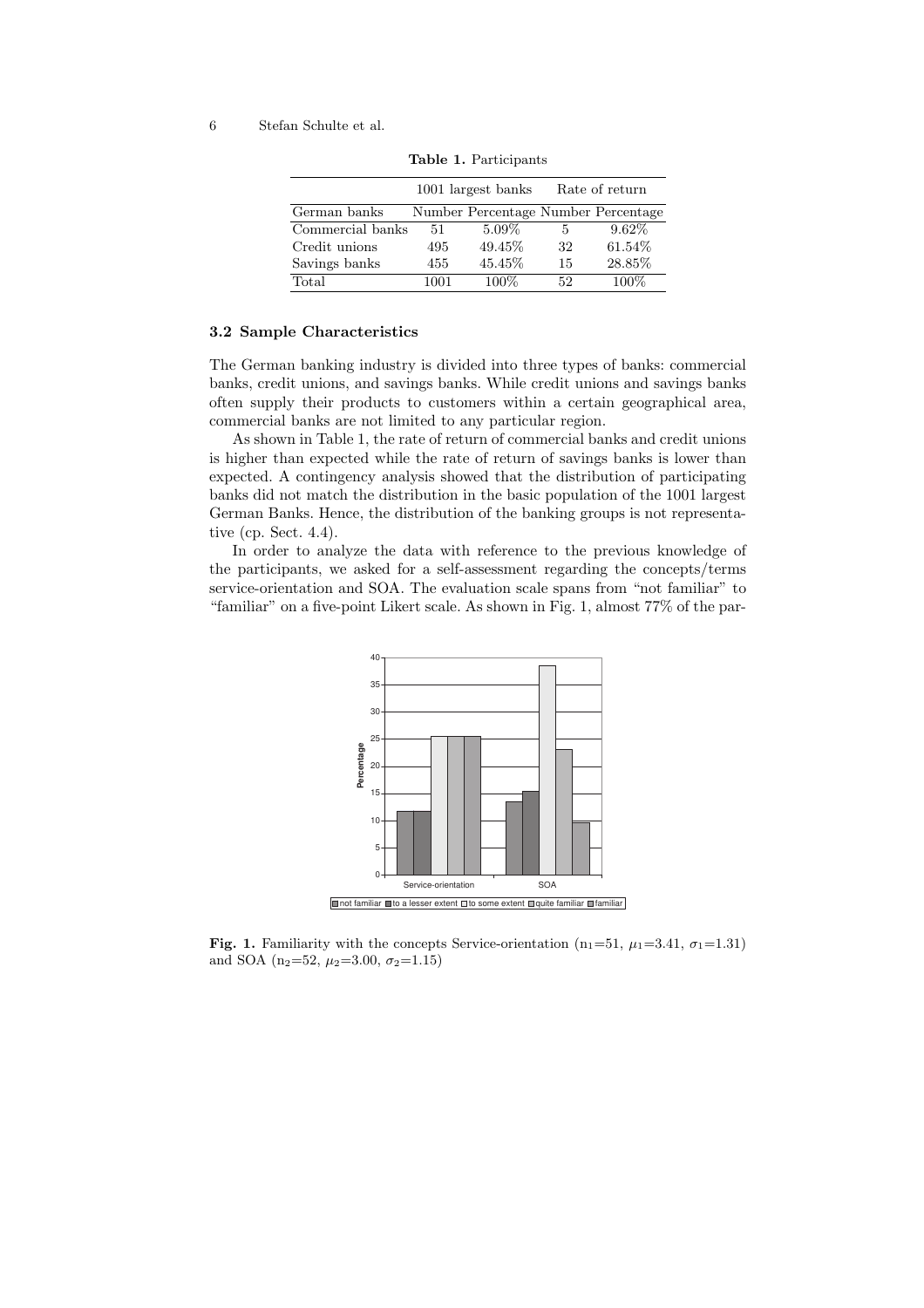**Table 1.** Participants

| | 1001 largest banks | | Rate of return | |
|---|---|---|---|---|
| German banks | Number | Percentage | Number | Percentage |
| Commercial banks | 51 | 5.09% | 5 | 9.62% |
| Credit unions | 495 | 49.45% | 32 | 61.54% |
| Savings banks | 455 | 45.45% | 15 | 28.85% |
| Total | 1001 | 100% | 52 | 100% |

### 3.2 Sample Characteristics

The German banking industry is divided into three types of banks: commercial banks, credit unions, and savings banks. While credit unions and savings banks often supply their products to customers within a certain geographical area, commercial banks are not limited to any particular region.

As shown in Table 1, the rate of return of commercial banks and credit unions is higher than expected while the rate of return of savings banks is lower than expected. A contingency analysis showed that the distribution of participating banks did not match the distribution in the basic population of the 1001 largest German Banks. Hence, the distribution of the banking groups is not representative (cp. Sect. 4.4).

In order to analyze the data with reference to the previous knowledge of the participants, we asked for a self-assessment regarding the concepts/terms service-orientation and SOA. The evaluation scale spans from "not familiar" to "familiar" on a five-point Likert scale. As shown in Fig. 1, almost 77% of the par-

**Fig. 1.** Familiarity with the concepts Service-orientation ($n_1$=51, $\mu_1$=3.41, $\sigma_1$=1.31) and SOA ($n_2$=52, $\mu_2$=3.00, $\sigma_2$=1.15)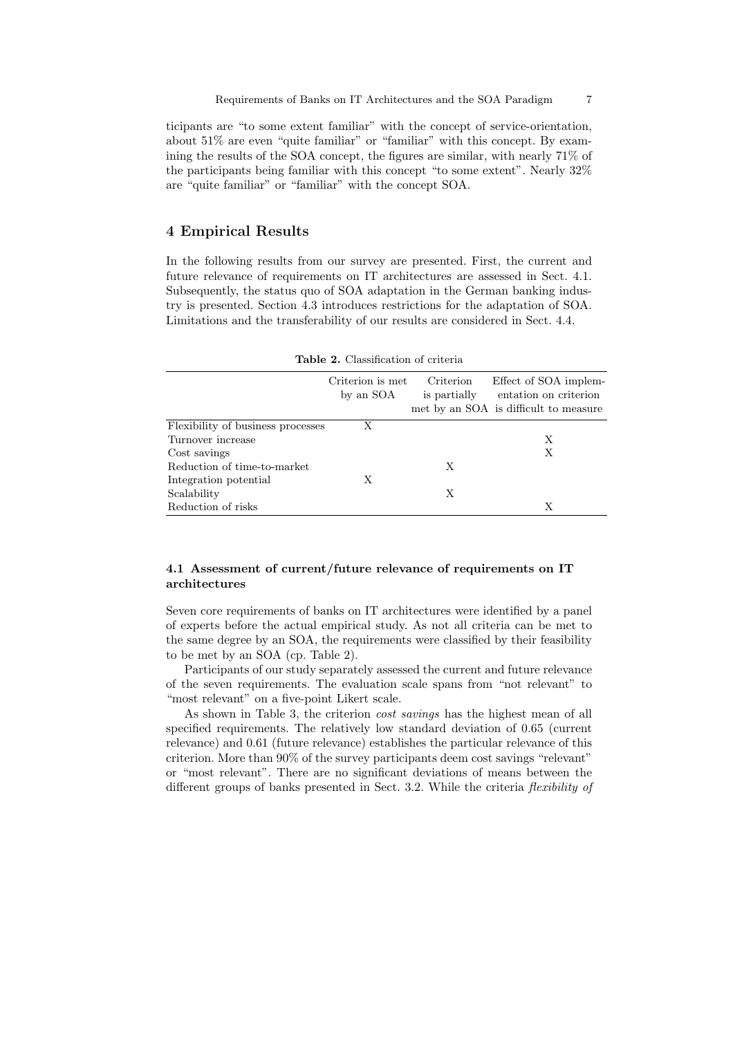ticipants are "to some extent familiar" with the concept of service-orientation, about 51% are even "quite familiar" or "familiar" with this concept. By examining the results of the SOA concept, the figures are similar, with nearly 71% of the participants being familiar with this concept "to some extent". Nearly 32% are "quite familiar" or "familiar" with the concept SOA.

## 4 Empirical Results

In the following results from our survey are presented. First, the current and future relevance of requirements on IT architectures are assessed in Sect. 4.1. Subsequently, the status quo of SOA adaptation in the German banking industry is presented. Section 4.3 introduces restrictions for the adaptation of SOA. Limitations and the transferability of our results are considered in Sect. 4.4.

**Table 2.** Classification of criteria

| | Criterion is met by an SOA | Criterion is partially met by an SOA | Effect of SOA implementation on criterion is difficult to measure |
|---|---|---|---|
| Flexibility of business processes | X | | |
| Turnover increase | | | X |
| Cost savings | | | X |
| Reduction of time-to-market | | X | |
| Integration potential | X | | |
| Scalability | | X | |
| Reduction of risks | | | X |

### 4.1 Assessment of current/future relevance of requirements on IT architectures

Seven core requirements of banks on IT architectures were identified by a panel of experts before the actual empirical study. As not all criteria can be met to the same degree by an SOA, the requirements were classified by their feasibility to be met by an SOA (cp. Table 2).

Participants of our study separately assessed the current and future relevance of the seven requirements. The evaluation scale spans from "not relevant" to "most relevant" on a five-point Likert scale.

As shown in Table 3, the criterion *cost savings* has the highest mean of all specified requirements. The relatively low standard deviation of 0.65 (current relevance) and 0.61 (future relevance) establishes the particular relevance of this criterion. More than 90% of the survey participants deem cost savings "relevant" or "most relevant". There are no significant deviations of means between the different groups of banks presented in Sect. 3.2. While the criteria *flexibility of*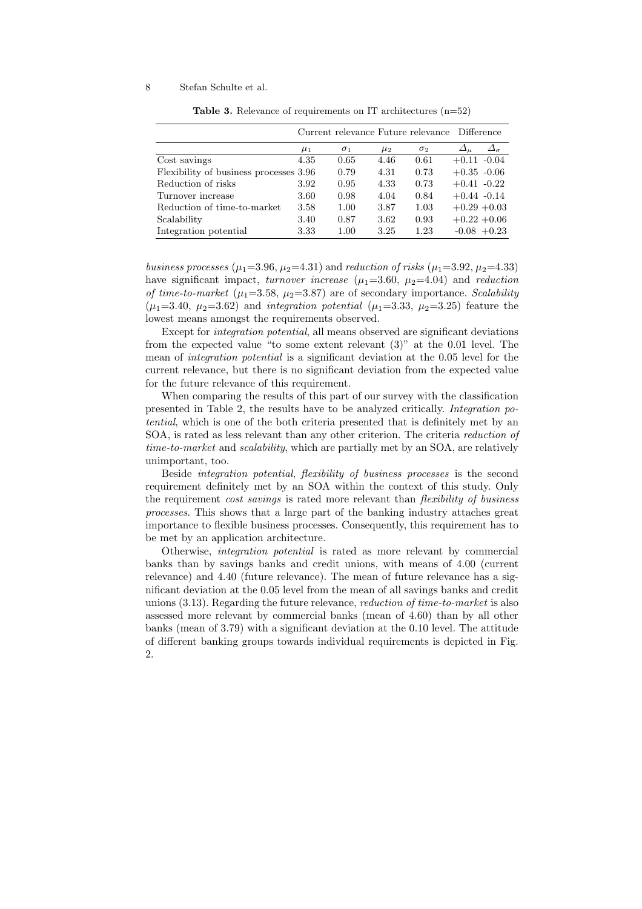**Table 3.** Relevance of requirements on IT architectures (n=52)

| | Current relevance | | Future relevance | | Difference | |
|---|---|---|---|---|---|---|
| | $\mu_1$ | $\sigma_1$ | $\mu_2$ | $\sigma_2$ | $\Delta_\mu$ | $\Delta_\sigma$ |
| Cost savings | 4.35 | 0.65 | 4.46 | 0.61 | +0.11 | -0.04 |
| Flexibility of business processes | 3.96 | 0.79 | 4.31 | 0.73 | +0.35 | -0.06 |
| Reduction of risks | 3.92 | 0.95 | 4.33 | 0.73 | +0.41 | -0.22 |
| Turnover increase | 3.60 | 0.98 | 4.04 | 0.84 | +0.44 | -0.14 |
| Reduction of time-to-market | 3.58 | 1.00 | 3.87 | 1.03 | +0.29 | +0.03 |
| Scalability | 3.40 | 0.87 | 3.62 | 0.93 | +0.22 | +0.06 |
| Integration potential | 3.33 | 1.00 | 3.25 | 1.23 | -0.08 | +0.23 |

*business processes* ($\mu_1$=3.96, $\mu_2$=4.31) and *reduction of risks* ($\mu_1$=3.92, $\mu_2$=4.33) have significant impact, *turnover increase* ($\mu_1$=3.60, $\mu_2$=4.04) and *reduction of time-to-market* ($\mu_1$=3.58, $\mu_2$=3.87) are of secondary importance. *Scalability* ($\mu_1$=3.40, $\mu_2$=3.62) and *integration potential* ($\mu_1$=3.33, $\mu_2$=3.25) feature the lowest means amongst the requirements observed.

Except for *integration potential*, all means observed are significant deviations from the expected value "to some extent relevant (3)" at the 0.01 level. The mean of *integration potential* is a significant deviation at the 0.05 level for the current relevance, but there is no significant deviation from the expected value for the future relevance of this requirement.

When comparing the results of this part of our survey with the classification presented in Table 2, the results have to be analyzed critically. *Integration potential*, which is one of the both criteria presented that is definitely met by an SOA, is rated as less relevant than any other criterion. The criteria *reduction of time-to-market* and *scalability*, which are partially met by an SOA, are relatively unimportant, too.

Beside *integration potential*, *flexibility of business processes* is the second requirement definitely met by an SOA within the context of this study. Only the requirement *cost savings* is rated more relevant than *flexibility of business processes*. This shows that a large part of the banking industry attaches great importance to flexible business processes. Consequently, this requirement has to be met by an application architecture.

Otherwise, *integration potential* is rated as more relevant by commercial banks than by savings banks and credit unions, with means of 4.00 (current relevance) and 4.40 (future relevance). The mean of future relevance has a significant deviation at the 0.05 level from the mean of all savings banks and credit unions (3.13). Regarding the future relevance, *reduction of time-to-market* is also assessed more relevant by commercial banks (mean of 4.60) than by all other banks (mean of 3.79) with a significant deviation at the 0.10 level. The attitude of different banking groups towards individual requirements is depicted in Fig. 2.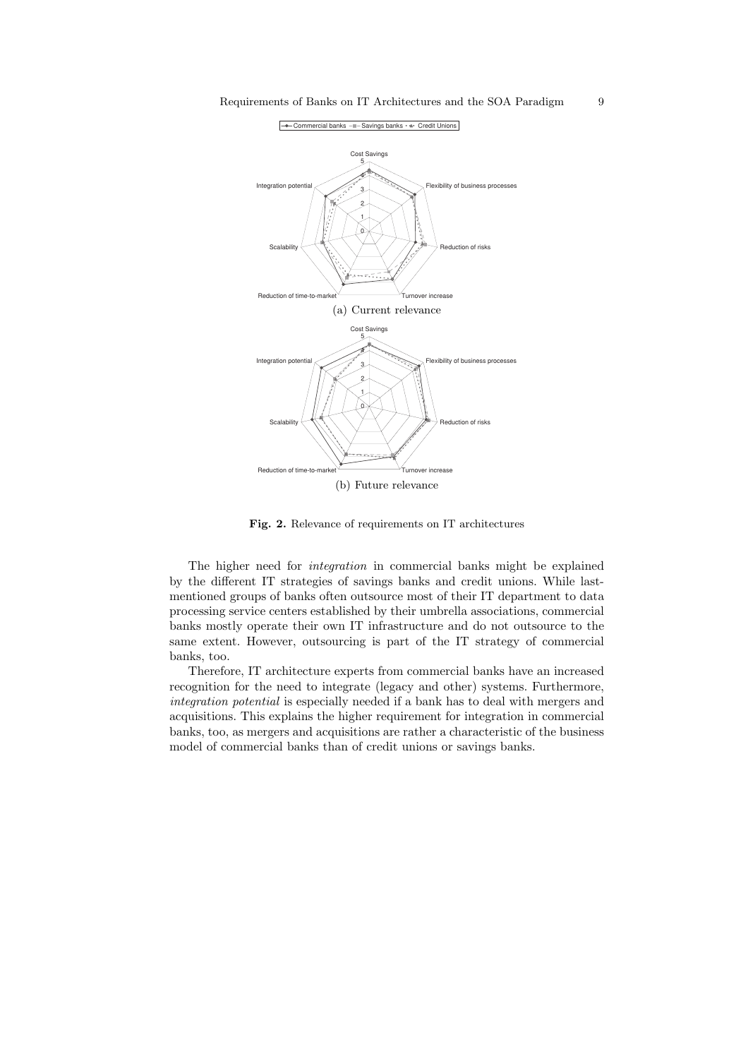Commercial banks — Savings banks — Credit Unions

Cost Savings, Flexibility of business processes, Reduction of risks, Turnover increase, Reduction of time-to-market, Scalability, Integration potential

(a) Current relevance

(b) Future relevance

**Fig. 2.** Relevance of requirements on IT architectures

The higher need for *integration* in commercial banks might be explained by the different IT strategies of savings banks and credit unions. While last-mentioned groups of banks often outsource most of their IT department to data processing service centers established by their umbrella associations, commercial banks mostly operate their own IT infrastructure and do not outsource to the same extent. However, outsourcing is part of the IT strategy of commercial banks, too.

Therefore, IT architecture experts from commercial banks have an increased recognition for the need to integrate (legacy and other) systems. Furthermore, *integration potential* is especially needed if a bank has to deal with mergers and acquisitions. This explains the higher requirement for integration in commercial banks, too, as mergers and acquisitions are rather a characteristic of the business model of commercial banks than of credit unions or savings banks.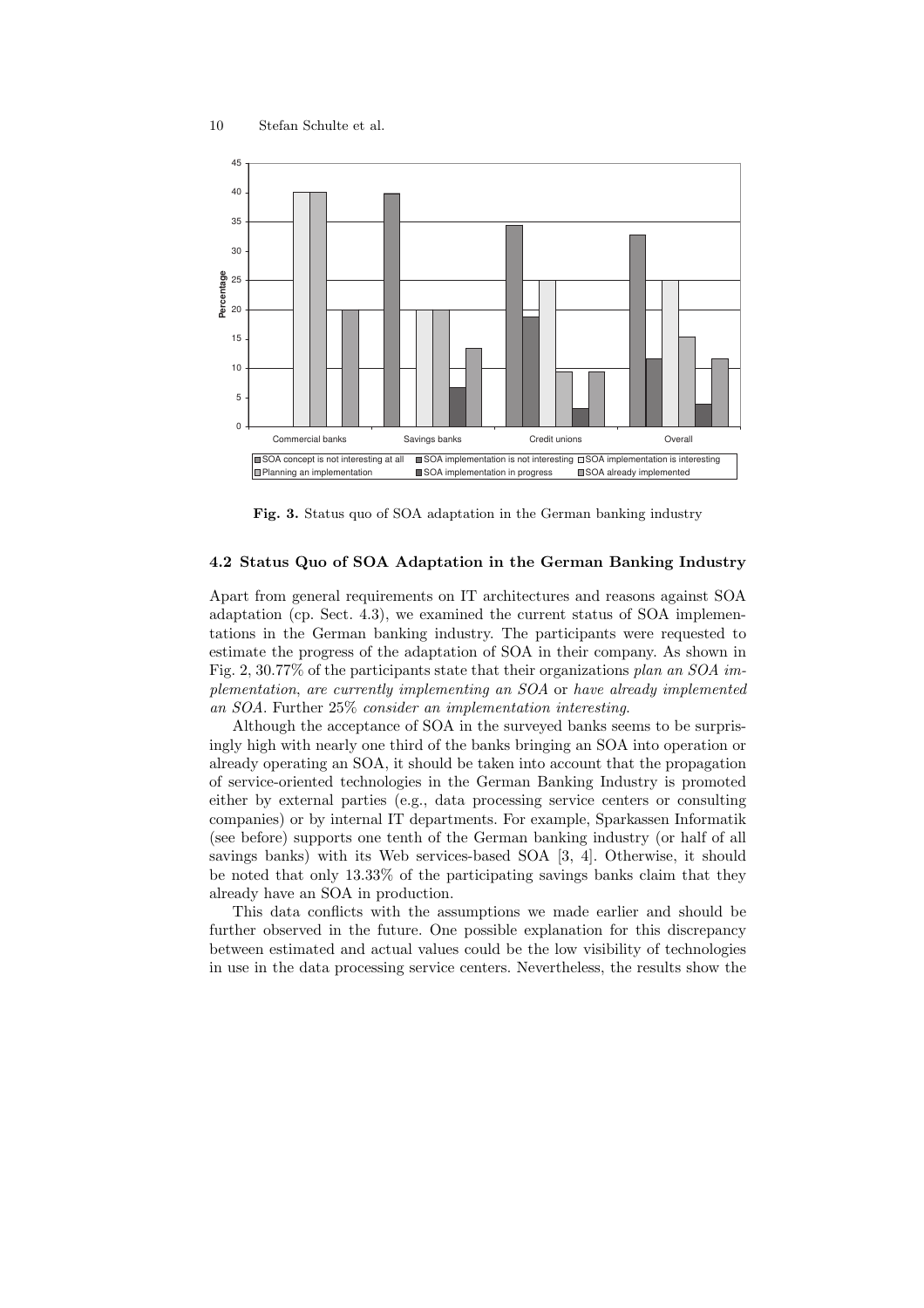**Fig. 3.** Status quo of SOA adaptation in the German banking industry

### 4.2 Status Quo of SOA Adaptation in the German Banking Industry

Apart from general requirements on IT architectures and reasons against SOA adaptation (cp. Sect. 4.3), we examined the current status of SOA implementations in the German banking industry. The participants were requested to estimate the progress of the adaptation of SOA in their company. As shown in Fig. 2, 30.77% of the participants state that their organizations *plan an SOA implementation*, *are currently implementing an SOA* or *have already implemented an SOA*. Further 25% *consider an implementation interesting*.

Although the acceptance of SOA in the surveyed banks seems to be surprisingly high with nearly one third of the banks bringing an SOA into operation or already operating an SOA, it should be taken into account that the propagation of service-oriented technologies in the German Banking Industry is promoted either by external parties (e.g., data processing service centers or consulting companies) or by internal IT departments. For example, Sparkassen Informatik (see before) supports one tenth of the German banking industry (or half of all savings banks) with its Web services-based SOA [3, 4]. Otherwise, it should be noted that only 13.33% of the participating savings banks claim that they already have an SOA in production.

This data conflicts with the assumptions we made earlier and should be further observed in the future. One possible explanation for this discrepancy between estimated and actual values could be the low visibility of technologies in use in the data processing service centers. Nevertheless, the results show the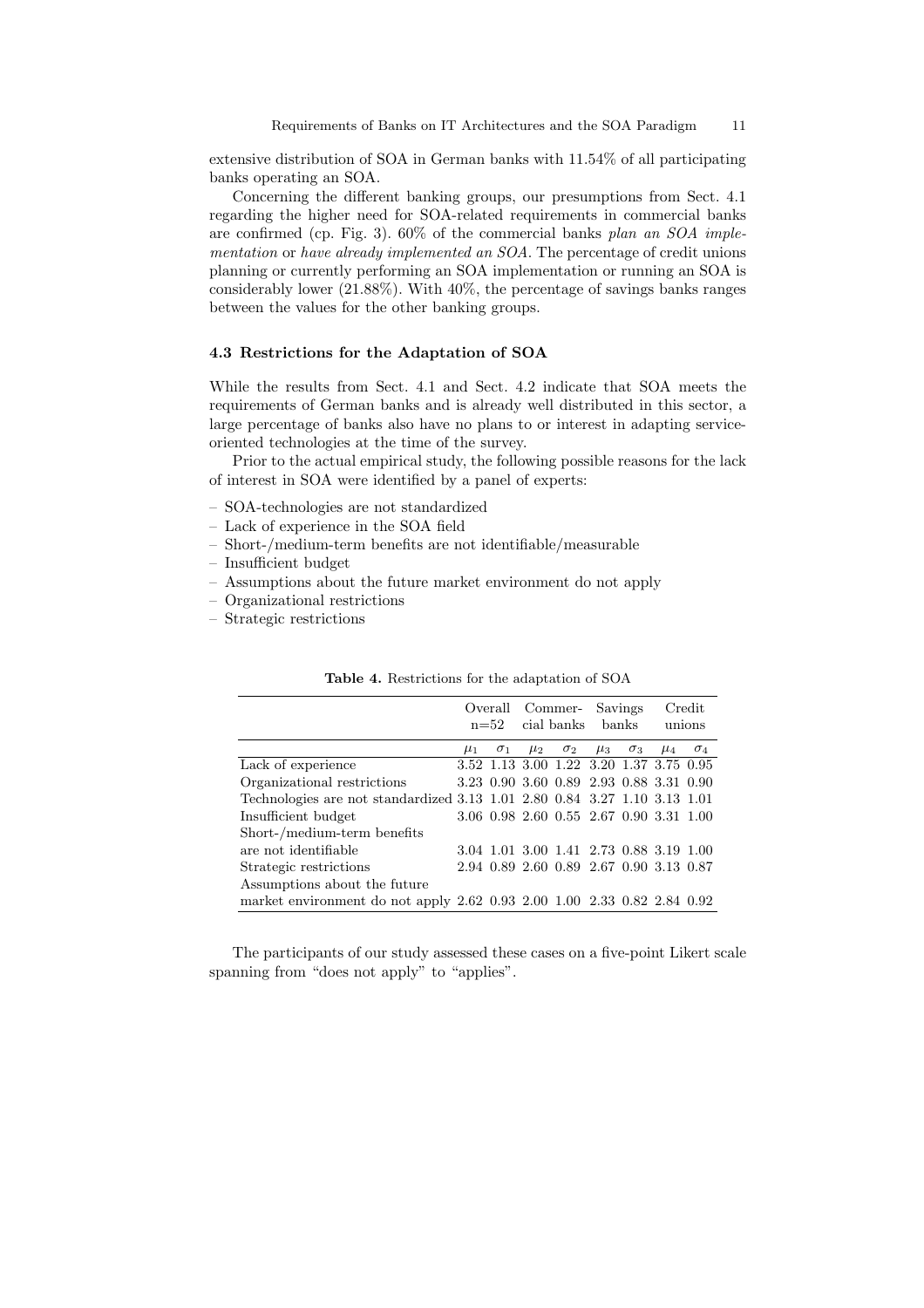extensive distribution of SOA in German banks with 11.54% of all participating banks operating an SOA.

Concerning the different banking groups, our presumptions from Sect. 4.1 regarding the higher need for SOA-related requirements in commercial banks are confirmed (cp. Fig. 3). 60% of the commercial banks *plan an SOA implementation* or *have already implemented an SOA*. The percentage of credit unions planning or currently performing an SOA implementation or running an SOA is considerably lower (21.88%). With 40%, the percentage of savings banks ranges between the values for the other banking groups.

### 4.3 Restrictions for the Adaptation of SOA

While the results from Sect. 4.1 and Sect. 4.2 indicate that SOA meets the requirements of German banks and is already well distributed in this sector, a large percentage of banks also have no plans to or interest in adapting service-oriented technologies at the time of the survey.

Prior to the actual empirical study, the following possible reasons for the lack of interest in SOA were identified by a panel of experts:

- SOA-technologies are not standardized
- Lack of experience in the SOA field
- Short-/medium-term benefits are not identifiable/measurable
- Insufficient budget
- Assumptions about the future market environment do not apply
- Organizational restrictions
- Strategic restrictions

**Table 4.** Restrictions for the adaptation of SOA

| | Overall n=52 | | Commercial banks | | Savings banks | | Credit unions | |
|---|---|---|---|---|---|---|---|---|
| | $\mu_1$ | $\sigma_1$ | $\mu_2$ | $\sigma_2$ | $\mu_3$ | $\sigma_3$ | $\mu_4$ | $\sigma_4$ |
| Lack of experience | 3.52 | 1.13 | 3.00 | 1.22 | 3.20 | 1.37 | 3.75 | 0.95 |
| Organizational restrictions | 3.23 | 0.90 | 3.60 | 0.89 | 2.93 | 0.88 | 3.31 | 0.90 |
| Technologies are not standardized | 3.13 | 1.01 | 2.80 | 0.84 | 3.27 | 1.10 | 3.13 | 1.01 |
| Insufficient budget | 3.06 | 0.98 | 2.60 | 0.55 | 2.67 | 0.90 | 3.31 | 1.00 |
| Short-/medium-term benefits are not identifiable | 3.04 | 1.01 | 3.00 | 1.41 | 2.73 | 0.88 | 3.19 | 1.00 |
| Strategic restrictions | 2.94 | 0.89 | 2.60 | 0.89 | 2.67 | 0.90 | 3.13 | 0.87 |
| Assumptions about the future market environment do not apply | 2.62 | 0.93 | 2.00 | 1.00 | 2.33 | 0.82 | 2.84 | 0.92 |

The participants of our study assessed these cases on a five-point Likert scale spanning from "does not apply" to "applies".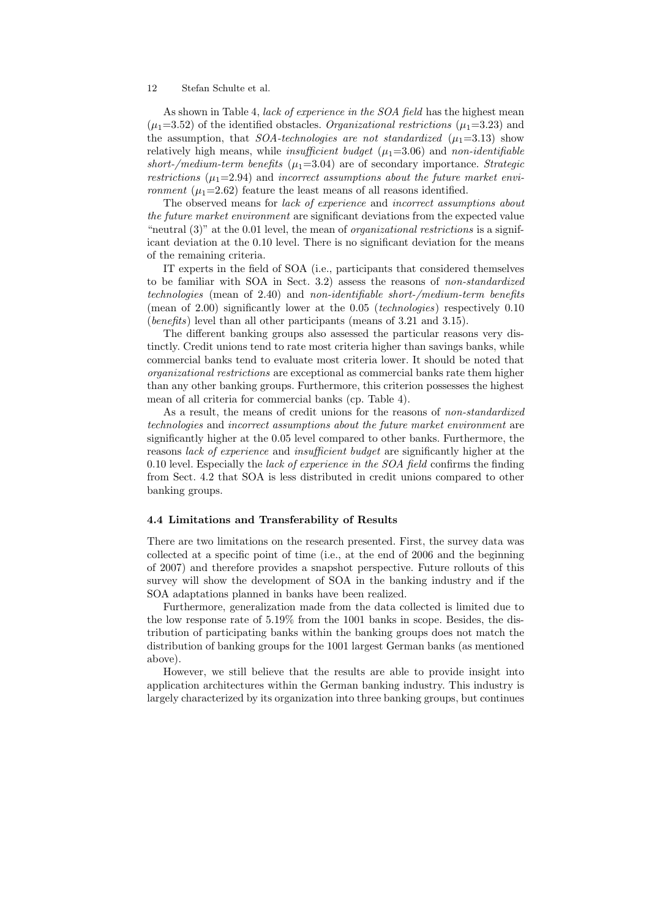As shown in Table 4, *lack of experience in the SOA field* has the highest mean ($\mu_1$=3.52) of the identified obstacles. *Organizational restrictions* ($\mu_1$=3.23) and the assumption, that *SOA-technologies are not standardized* ($\mu_1$=3.13) show relatively high means, while *insufficient budget* ($\mu_1$=3.06) and *non-identifiable short-/medium-term benefits* ($\mu_1$=3.04) are of secondary importance. *Strategic restrictions* ($\mu_1$=2.94) and *incorrect assumptions about the future market environment* ($\mu_1$=2.62) feature the least means of all reasons identified.

The observed means for *lack of experience* and *incorrect assumptions about the future market environment* are significant deviations from the expected value "neutral (3)" at the 0.01 level, the mean of *organizational restrictions* is a significant deviation at the 0.10 level. There is no significant deviation for the means of the remaining criteria.

IT experts in the field of SOA (i.e., participants that considered themselves to be familiar with SOA in Sect. 3.2) assess the reasons of *non-standardized technologies* (mean of 2.40) and *non-identifiable short-/medium-term benefits* (mean of 2.00) significantly lower at the 0.05 (*technologies*) respectively 0.10 (*benefits*) level than all other participants (means of 3.21 and 3.15).

The different banking groups also assessed the particular reasons very distinctly. Credit unions tend to rate most criteria higher than savings banks, while commercial banks tend to evaluate most criteria lower. It should be noted that *organizational restrictions* are exceptional as commercial banks rate them higher than any other banking groups. Furthermore, this criterion possesses the highest mean of all criteria for commercial banks (cp. Table 4).

As a result, the means of credit unions for the reasons of *non-standardized technologies* and *incorrect assumptions about the future market environment* are significantly higher at the 0.05 level compared to other banks. Furthermore, the reasons *lack of experience* and *insufficient budget* are significantly higher at the 0.10 level. Especially the *lack of experience in the SOA field* confirms the finding from Sect. 4.2 that SOA is less distributed in credit unions compared to other banking groups.

### 4.4 Limitations and Transferability of Results

There are two limitations on the research presented. First, the survey data was collected at a specific point of time (i.e., at the end of 2006 and the beginning of 2007) and therefore provides a snapshot perspective. Future rollouts of this survey will show the development of SOA in the banking industry and if the SOA adaptations planned in banks have been realized.

Furthermore, generalization made from the data collected is limited due to the low response rate of 5.19% from the 1001 banks in scope. Besides, the distribution of participating banks within the banking groups does not match the distribution of banking groups for the 1001 largest German banks (as mentioned above).

However, we still believe that the results are able to provide insight into application architectures within the German banking industry. This industry is largely characterized by its organization into three banking groups, but continues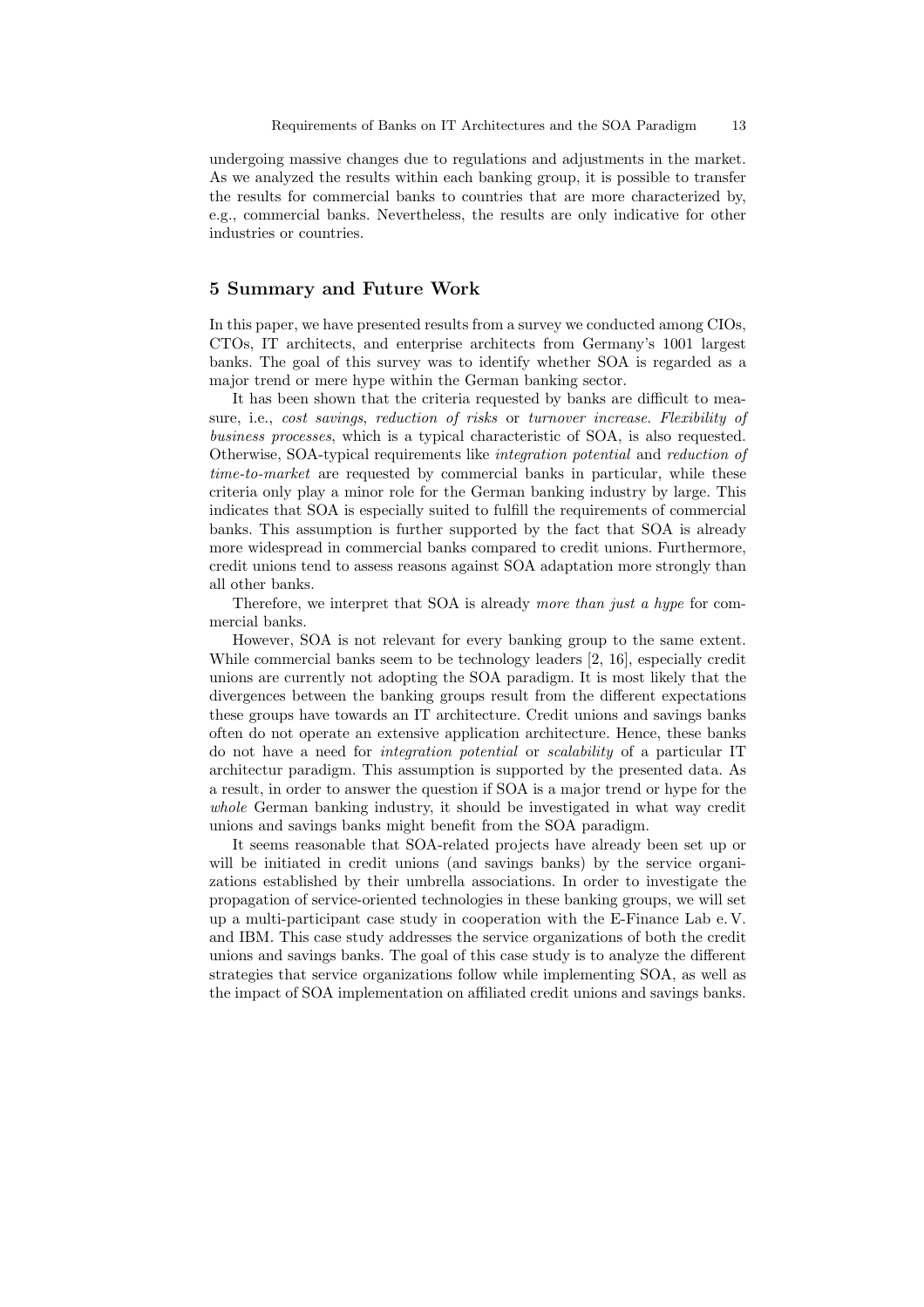undergoing massive changes due to regulations and adjustments in the market. As we analyzed the results within each banking group, it is possible to transfer the results for commercial banks to countries that are more characterized by, e.g., commercial banks. Nevertheless, the results are only indicative for other industries or countries.

## 5 Summary and Future Work

In this paper, we have presented results from a survey we conducted among CIOs, CTOs, IT architects, and enterprise architects from Germany's 1001 largest banks. The goal of this survey was to identify whether SOA is regarded as a major trend or mere hype within the German banking sector.

It has been shown that the criteria requested by banks are difficult to measure, i.e., *cost savings*, *reduction of risks* or *turnover increase*. *Flexibility of business processes*, which is a typical characteristic of SOA, is also requested. Otherwise, SOA-typical requirements like *integration potential* and *reduction of time-to-market* are requested by commercial banks in particular, while these criteria only play a minor role for the German banking industry by large. This indicates that SOA is especially suited to fulfill the requirements of commercial banks. This assumption is further supported by the fact that SOA is already more widespread in commercial banks compared to credit unions. Furthermore, credit unions tend to assess reasons against SOA adaptation more strongly than all other banks.

Therefore, we interpret that SOA is already *more than just a hype* for commercial banks.

However, SOA is not relevant for every banking group to the same extent. While commercial banks seem to be technology leaders [2, 16], especially credit unions are currently not adopting the SOA paradigm. It is most likely that the divergences between the banking groups result from the different expectations these groups have towards an IT architecture. Credit unions and savings banks often do not operate an extensive application architecture. Hence, these banks do not have a need for *integration potential* or *scalability* of a particular IT architectur paradigm. This assumption is supported by the presented data. As a result, in order to answer the question if SOA is a major trend or hype for the *whole* German banking industry, it should be investigated in what way credit unions and savings banks might benefit from the SOA paradigm.

It seems reasonable that SOA-related projects have already been set up or will be initiated in credit unions (and savings banks) by the service organizations established by their umbrella associations. In order to investigate the propagation of service-oriented technologies in these banking groups, we will set up a multi-participant case study in cooperation with the E-Finance Lab e. V. and IBM. This case study addresses the service organizations of both the credit unions and savings banks. The goal of this case study is to analyze the different strategies that service organizations follow while implementing SOA, as well as the impact of SOA implementation on affiliated credit unions and savings banks.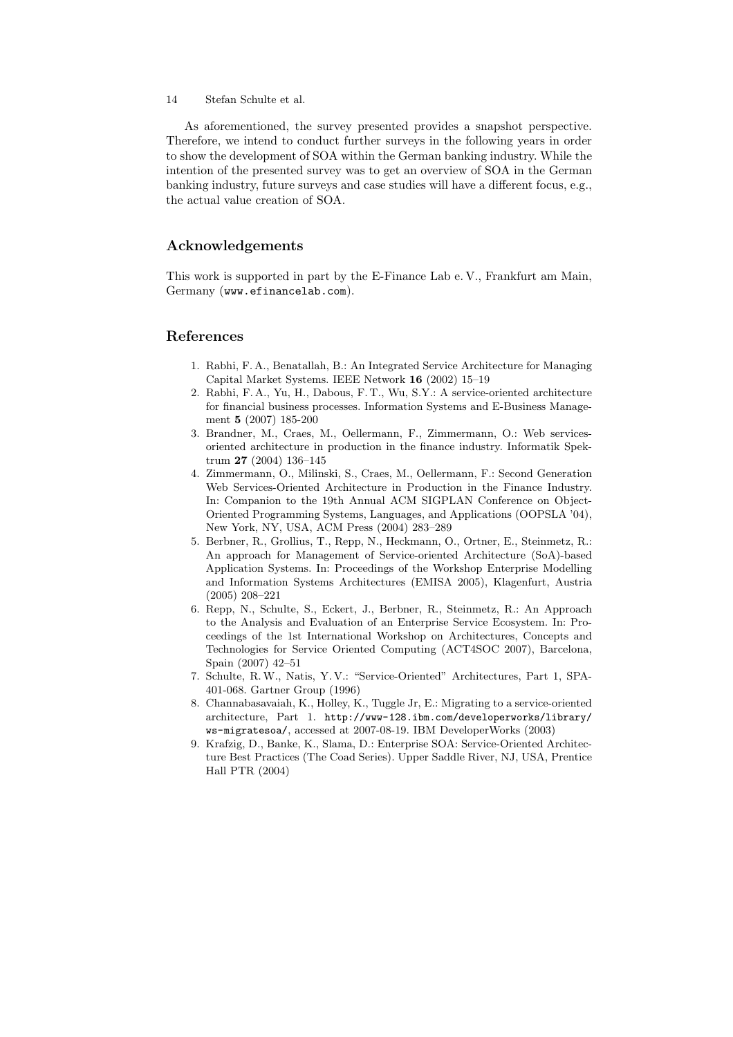As aforementioned, the survey presented provides a snapshot perspective. Therefore, we intend to conduct further surveys in the following years in order to show the development of SOA within the German banking industry. While the intention of the presented survey was to get an overview of SOA in the German banking industry, future surveys and case studies will have a different focus, e.g., the actual value creation of SOA.

## Acknowledgements

This work is supported in part by the E-Finance Lab e. V., Frankfurt am Main, Germany (`www.efinancelab.com`).

## References

1. Rabhi, F. A., Benatallah, B.: An Integrated Service Architecture for Managing Capital Market Systems. IEEE Network **16** (2002) 15–19
2. Rabhi, F. A., Yu, H., Dabous, F. T., Wu, S.Y.: A service-oriented architecture for financial business processes. Information Systems and E-Business Management **5** (2007) 185-200
3. Brandner, M., Craes, M., Oellermann, F., Zimmermann, O.: Web services-oriented architecture in production in the finance industry. Informatik Spektrum **27** (2004) 136–145
4. Zimmermann, O., Milinski, S., Craes, M., Oellermann, F.: Second Generation Web Services-Oriented Architecture in Production in the Finance Industry. In: Companion to the 19th Annual ACM SIGPLAN Conference on Object-Oriented Programming Systems, Languages, and Applications (OOPSLA '04), New York, NY, USA, ACM Press (2004) 283–289
5. Berbner, R., Grollius, T., Repp, N., Heckmann, O., Ortner, E., Steinmetz, R.: An approach for Management of Service-oriented Architecture (SoA)-based Application Systems. In: Proceedings of the Workshop Enterprise Modelling and Information Systems Architectures (EMISA 2005), Klagenfurt, Austria (2005) 208–221
6. Repp, N., Schulte, S., Eckert, J., Berbner, R., Steinmetz, R.: An Approach to the Analysis and Evaluation of an Enterprise Service Ecosystem. In: Proceedings of the 1st International Workshop on Architectures, Concepts and Technologies for Service Oriented Computing (ACT4SOC 2007), Barcelona, Spain (2007) 42–51
7. Schulte, R. W., Natis, Y. V.: "Service-Oriented" Architectures, Part 1, SPA-401-068. Gartner Group (1996)
8. Channabasavaiah, K., Holley, K., Tuggle Jr, E.: Migrating to a service-oriented architecture, Part 1. `http://www-128.ibm.com/developerworks/library/ws-migratesoa/`, accessed at 2007-08-19. IBM DeveloperWorks (2003)
9. Krafzig, D., Banke, K., Slama, D.: Enterprise SOA: Service-Oriented Architecture Best Practices (The Coad Series). Upper Saddle River, NJ, USA, Prentice Hall PTR (2004)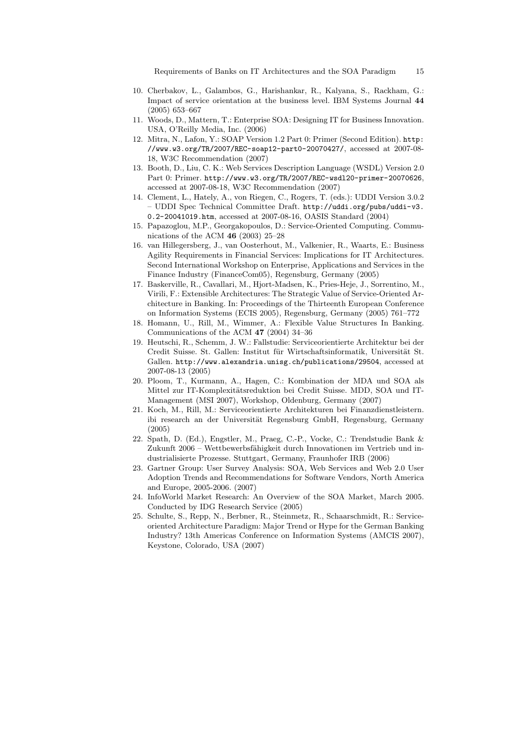10. Cherbakov, L., Galambos, G., Harishankar, R., Kalyana, S., Rackham, G.: Impact of service orientation at the business level. IBM Systems Journal **44** (2005) 653–667
11. Woods, D., Mattern, T.: Enterprise SOA: Designing IT for Business Innovation. USA, O'Reilly Media, Inc. (2006)
12. Mitra, N., Lafon, Y.: SOAP Version 1.2 Part 0: Primer (Second Edition). `http://www.w3.org/TR/2007/REC-soap12-part0-20070427/`, accessed at 2007-08-18, W3C Recommendation (2007)
13. Booth, D., Liu, C. K.: Web Services Description Language (WSDL) Version 2.0 Part 0: Primer. `http://www.w3.org/TR/2007/REC-wsdl20-primer-20070626`, accessed at 2007-08-18, W3C Recommendation (2007)
14. Clement, L., Hately, A., von Riegen, C., Rogers, T. (eds.): UDDI Version 3.0.2 – UDDI Spec Technical Committee Draft. `http://uddi.org/pubs/uddi-v3.0.2-20041019.htm`, accessed at 2007-08-16, OASIS Standard (2004)
15. Papazoglou, M.P., Georgakopoulos, D.: Service-Oriented Computing. Communications of the ACM **46** (2003) 25–28
16. van Hillegersberg, J., van Oosterhout, M., Valkenier, R., Waarts, E.: Business Agility Requirements in Financial Services: Implications for IT Architectures. Second International Workshop on Enterprise, Applications and Services in the Finance Industry (FinanceCom05), Regensburg, Germany (2005)
17. Baskerville, R., Cavallari, M., Hjort-Madsen, K., Pries-Heje, J., Sorrentino, M., Virili, F.: Extensible Architectures: The Strategic Value of Service-Oriented Architecture in Banking. In: Proceedings of the Thirteenth European Conference on Information Systems (ECIS 2005), Regensburg, Germany (2005) 761–772
18. Homann, U., Rill, M., Wimmer, A.: Flexible Value Structures In Banking. Communications of the ACM **47** (2004) 34–36
19. Heutschi, R., Schemm, J. W.: Fallstudie: Serviceorientierte Architektur bei der Credit Suisse. St. Gallen: Institut für Wirtschaftsinformatik, Universität St. Gallen. `http://www.alexandria.unisg.ch/publications/29504`, accessed at 2007-08-13 (2005)
20. Ploom, T., Kurmann, A., Hagen, C.: Kombination der MDA und SOA als Mittel zur IT-Komplexitätsreduktion bei Credit Suisse. MDD, SOA und IT-Management (MSI 2007), Workshop, Oldenburg, Germany (2007)
21. Koch, M., Rill, M.: Serviceorientierte Architekturen bei Finanzdienstleistern. ibi research an der Universität Regensburg GmbH, Regensburg, Germany (2005)
22. Spath, D. (Ed.), Engstler, M., Praeg, C.-P., Vocke, C.: Trendstudie Bank & Zukunft 2006 – Wettbewerbsfähigkeit durch Innovationen im Vertrieb und industrialisierte Prozesse. Stuttgart, Germany, Fraunhofer IRB (2006)
23. Gartner Group: User Survey Analysis: SOA, Web Services and Web 2.0 User Adoption Trends and Recommendations for Software Vendors, North America and Europe, 2005-2006. (2007)
24. InfoWorld Market Research: An Overview of the SOA Market, March 2005. Conducted by IDG Research Service (2005)
25. Schulte, S., Repp, N., Berbner, R., Steinmetz, R., Schaarschmidt, R.: Service-oriented Architecture Paradigm: Major Trend or Hype for the German Banking Industry? 13th Americas Conference on Information Systems (AMCIS 2007), Keystone, Colorado, USA (2007)